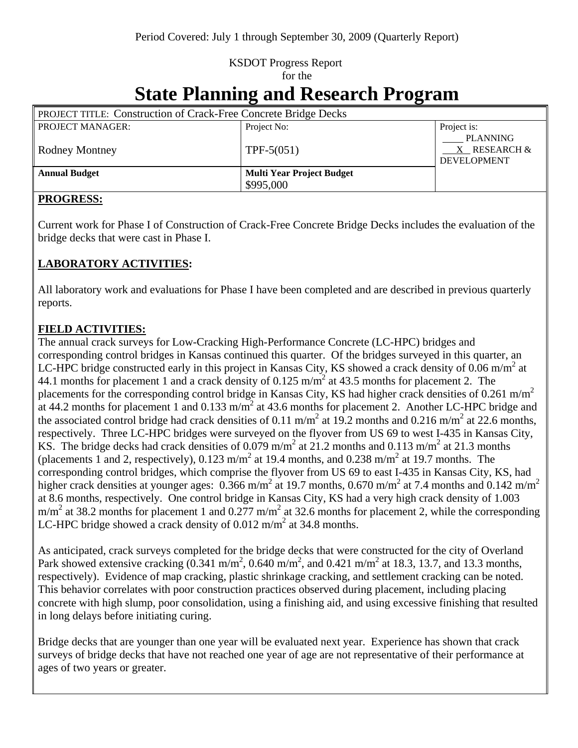Period Covered: July 1 through September 30, 2009 (Quarterly Report)

KSDOT Progress Report
for the

# State Planning and Research Program

| PROJECT TITLE: Construction of Crack-Free Concrete Bridge Decks | | |
|---|---|---|
| PROJECT MANAGER:<br><br>Rodney Montney | Project No:<br><br>TPF-5(051) | Project is:<br>____ PLANNING<br>__X__ RESEARCH & DEVELOPMENT |
| **Annual Budget** | **Multi Year Project Budget**<br>$995,000 | |

## PROGRESS:

Current work for Phase I of Construction of Crack-Free Concrete Bridge Decks includes the evaluation of the bridge decks that were cast in Phase I.

## LABORATORY ACTIVITIES:

All laboratory work and evaluations for Phase I have been completed and are described in previous quarterly reports.

## FIELD ACTIVITIES:

The annual crack surveys for Low-Cracking High-Performance Concrete (LC-HPC) bridges and corresponding control bridges in Kansas continued this quarter. Of the bridges surveyed in this quarter, an LC-HPC bridge constructed early in this project in Kansas City, KS showed a crack density of 0.06 $m/m^2$ at 44.1 months for placement 1 and a crack density of 0.125 $m/m^2$ at 43.5 months for placement 2. The placements for the corresponding control bridge in Kansas City, KS had higher crack densities of 0.261 $m/m^2$ at 44.2 months for placement 1 and 0.133 $m/m^2$ at 43.6 months for placement 2. Another LC-HPC bridge and the associated control bridge had crack densities of 0.11 $m/m^2$ at 19.2 months and 0.216 $m/m^2$ at 22.6 months, respectively. Three LC-HPC bridges were surveyed on the flyover from US 69 to west I-435 in Kansas City, KS. The bridge decks had crack densities of 0.079 $m/m^2$ at 21.2 months and 0.113 $m/m^2$ at 21.3 months (placements 1 and 2, respectively), 0.123 $m/m^2$ at 19.4 months, and 0.238 $m/m^2$ at 19.7 months. The corresponding control bridges, which comprise the flyover from US 69 to east I-435 in Kansas City, KS, had higher crack densities at younger ages: 0.366 $m/m^2$ at 19.7 months, 0.670 $m/m^2$ at 7.4 months and 0.142 $m/m^2$ at 8.6 months, respectively. One control bridge in Kansas City, KS had a very high crack density of 1.003 $m/m^2$ at 38.2 months for placement 1 and 0.277 $m/m^2$ at 32.6 months for placement 2, while the corresponding LC-HPC bridge showed a crack density of 0.012 $m/m^2$ at 34.8 months.

As anticipated, crack surveys completed for the bridge decks that were constructed for the city of Overland Park showed extensive cracking (0.341 $m/m^2$, 0.640 $m/m^2$, and 0.421 $m/m^2$ at 18.3, 13.7, and 13.3 months, respectively). Evidence of map cracking, plastic shrinkage cracking, and settlement cracking can be noted. This behavior correlates with poor construction practices observed during placement, including placing concrete with high slump, poor consolidation, using a finishing aid, and using excessive finishing that resulted in long delays before initiating curing.

Bridge decks that are younger than one year will be evaluated next year. Experience has shown that crack surveys of bridge decks that have not reached one year of age are not representative of their performance at ages of two years or greater.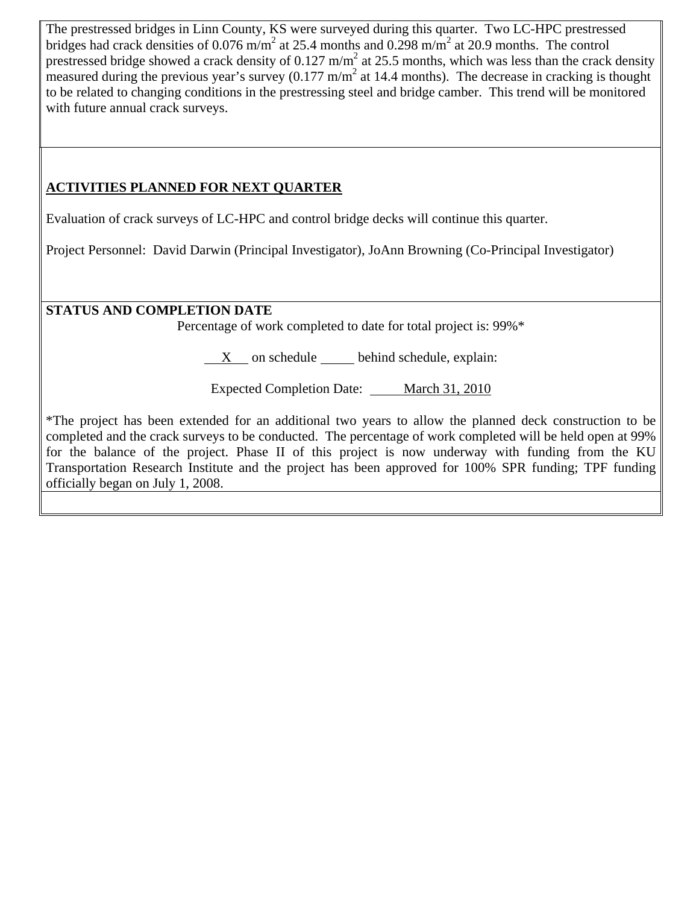The prestressed bridges in Linn County, KS were surveyed during this quarter. Two LC-HPC prestressed bridges had crack densities of 0.076 $m/m^2$ at 25.4 months and 0.298 $m/m^2$ at 20.9 months. The control prestressed bridge showed a crack density of 0.127 $m/m^2$ at 25.5 months, which was less than the crack density measured during the previous year's survey (0.177 $m/m^2$ at 14.4 months). The decrease in cracking is thought to be related to changing conditions in the prestressing steel and bridge camber. This trend will be monitored with future annual crack surveys.

**ACTIVITIES PLANNED FOR NEXT QUARTER**

Evaluation of crack surveys of LC-HPC and control bridge decks will continue this quarter.

Project Personnel: David Darwin (Principal Investigator), JoAnn Browning (Co-Principal Investigator)

**STATUS AND COMPLETION DATE**

Percentage of work completed to date for total project is: 99%*

X on schedule ____ behind schedule, explain:

Expected Completion Date: March 31, 2010

*The project has been extended for an additional two years to allow the planned deck construction to be completed and the crack surveys to be conducted. The percentage of work completed will be held open at 99% for the balance of the project. Phase II of this project is now underway with funding from the KU Transportation Research Institute and the project has been approved for 100% SPR funding; TPF funding officially began on July 1, 2008.